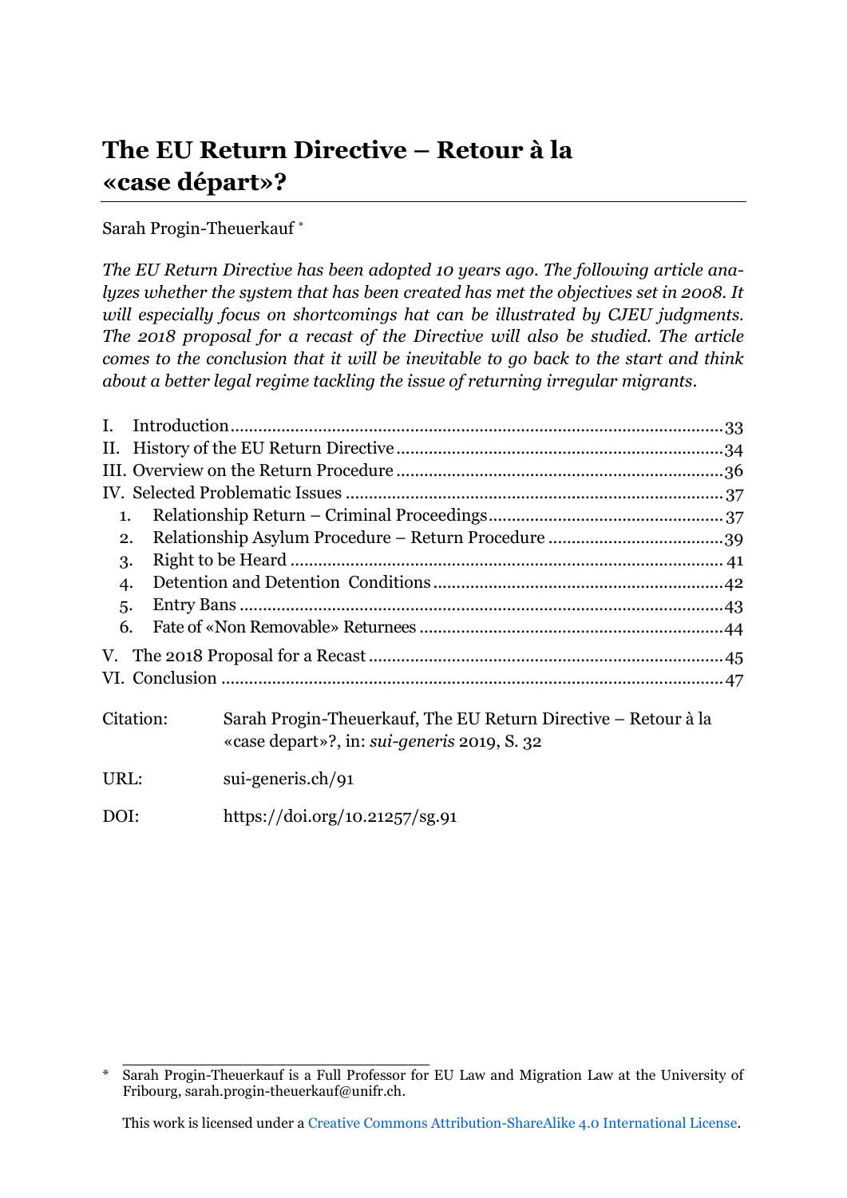# The EU Return Directive – Retour à la «case départ»?

Sarah Progin-Theuerkauf [*]

*The EU Return Directive has been adopted 10 years ago. The following article analyzes whether the system that has been created has met the objectives set in 2008. It will especially focus on shortcomings hat can be illustrated by CJEU judgments. The 2018 proposal for a recast of the Directive will also be studied. The article comes to the conclusion that it will be inevitable to go back to the start and think about a better legal regime tackling the issue of returning irregular migrants.*

- I. Introduction ........ 33
- II. History of the EU Return Directive ........ 34
- III. Overview on the Return Procedure ........ 36
- IV. Selected Problematic Issues ........ 37
  1. Relationship Return – Criminal Proceedings ........ 37
  2. Relationship Asylum Procedure – Return Procedure ........ 39
  3. Right to be Heard ........ 41
  4. Detention and Detention Conditions ........ 42
  5. Entry Bans ........ 43
  6. Fate of «Non Removable» Returnees ........ 44
- V. The 2018 Proposal for a Recast ........ 45
- VI. Conclusion ........ 47

Citation: Sarah Progin-Theuerkauf, The EU Return Directive – Retour à la «case depart»?, in: *sui-generis* 2019, S. 32

URL: sui-generis.ch/91

DOI: https://doi.org/10.21257/sg.91

---

[*] Sarah Progin-Theuerkauf is a Full Professor for EU Law and Migration Law at the University of Fribourg, sarah.progin-theuerkauf@unifr.ch.

This work is licensed under a Creative Commons Attribution-ShareAlike 4.0 International License.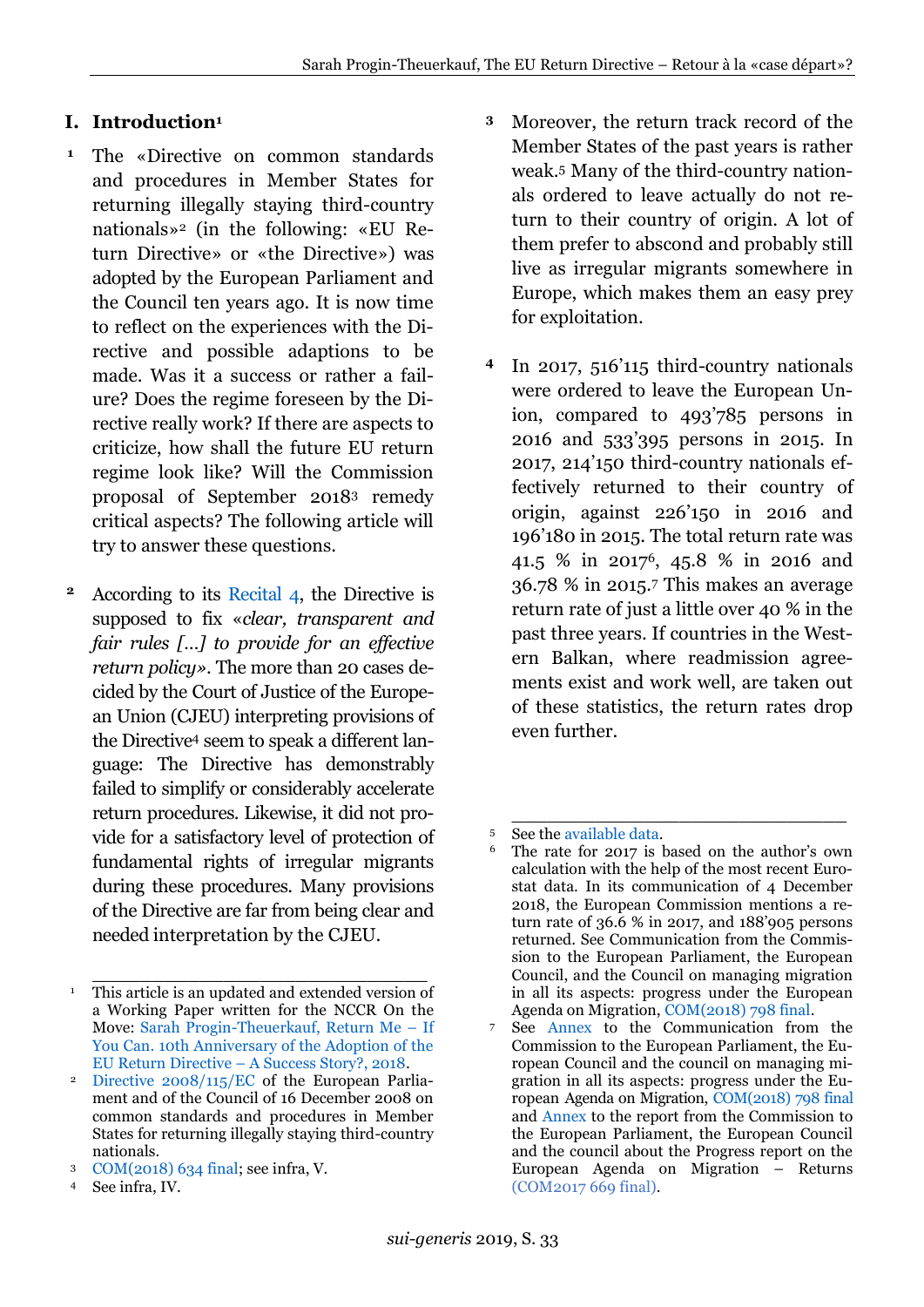## I. Introduction[1]

[1] The «Directive on common standards and procedures in Member States for returning illegally staying third-country nationals»[2] (in the following: «EU Return Directive» or «the Directive») was adopted by the European Parliament and the Council ten years ago. It is now time to reflect on the experiences with the Directive and possible adaptions to be made. Was it a success or rather a failure? Does the regime foreseen by the Directive really work? If there are aspects to criticize, how shall the future EU return regime look like? Will the Commission proposal of September 2018[3] remedy critical aspects? The following article will try to answer these questions.

[2] According to its Recital 4, the Directive is supposed to fix «*clear, transparent and fair rules […] to provide for an effective return policy*». The more than 20 cases decided by the Court of Justice of the European Union (CJEU) interpreting provisions of the Directive[4] seem to speak a different language: The Directive has demonstrably failed to simplify or considerably accelerate return procedures. Likewise, it did not provide for a satisfactory level of protection of fundamental rights of irregular migrants during these procedures. Many provisions of the Directive are far from being clear and needed interpretation by the CJEU.

[3] Moreover, the return track record of the Member States of the past years is rather weak.[5] Many of the third-country nationals ordered to leave actually do not return to their country of origin. A lot of them prefer to abscond and probably still live as irregular migrants somewhere in Europe, which makes them an easy prey for exploitation.

[4] In 2017, 516'115 third-country nationals were ordered to leave the European Union, compared to 493'785 persons in 2016 and 533'395 persons in 2015. In 2017, 214'150 third-country nationals effectively returned to their country of origin, against 226'150 in 2016 and 196'180 in 2015. The total return rate was 41.5 % in 2017[6], 45.8 % in 2016 and 36.78 % in 2015.[7] This makes an average return rate of just a little over 40 % in the past three years. If countries in the Western Balkan, where readmission agreements exist and work well, are taken out of these statistics, the return rates drop even further.

---

[1] This article is an updated and extended version of a Working Paper written for the NCCR On the Move: Sarah Progin-Theuerkauf, Return Me – If You Can. 10th Anniversary of the Adoption of the EU Return Directive – A Success Story?, 2018.

[2] Directive 2008/115/EC of the European Parliament and of the Council of 16 December 2008 on common standards and procedures in Member States for returning illegally staying third-country nationals.

[3] COM(2018) 634 final; see infra, V.

[4] See infra, IV.

[5] See the available data.

[6] The rate for 2017 is based on the author's own calculation with the help of the most recent Eurostat data. In its communication of 4 December 2018, the European Commission mentions a return rate of 36.6 % in 2017, and 188'905 persons returned. See Communication from the Commission to the European Parliament, the European Council, and the Council on managing migration in all its aspects: progress under the European Agenda on Migration, COM(2018) 798 final.

[7] See Annex to the Communication from the Commission to the European Parliament, the European Council and the council on managing migration in all its aspects: progress under the European Agenda on Migration, COM(2018) 798 final and Annex to the report from the Commission to the European Parliament, the European Council and the council about the Progress report on the European Agenda on Migration – Returns (COM2017 669 final).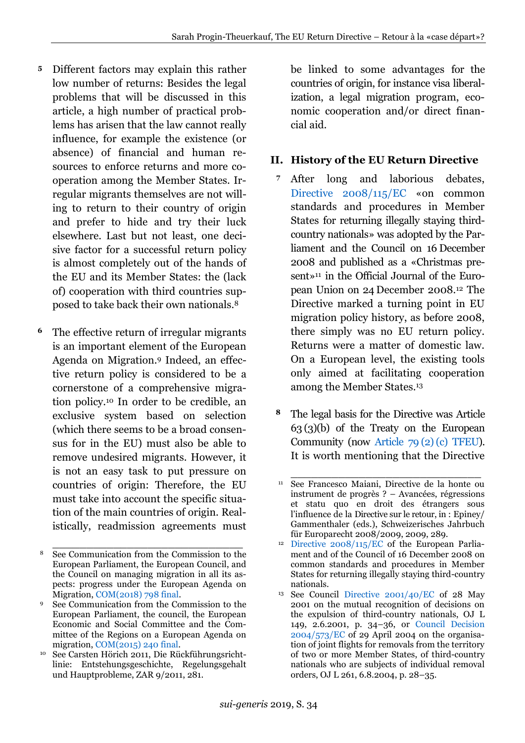5 Different factors may explain this rather low number of returns: Besides the legal problems that will be discussed in this article, a high number of practical problems has arisen that the law cannot really influence, for example the existence (or absence) of financial and human resources to enforce returns and more cooperation among the Member States. Irregular migrants themselves are not willing to return to their country of origin and prefer to hide and try their luck elsewhere. Last but not least, one decisive factor for a successful return policy is almost completely out of the hands of the EU and its Member States: the (lack of) cooperation with third countries supposed to take back their own nationals.[8]

6 The effective return of irregular migrants is an important element of the European Agenda on Migration.[9] Indeed, an effective return policy is considered to be a cornerstone of a comprehensive migration policy.[10] In order to be credible, an exclusive system based on selection (which there seems to be a broad consensus for in the EU) must also be able to remove undesired migrants. However, it is not an easy task to put pressure on countries of origin: Therefore, the EU must take into account the specific situation of the main countries of origin. Realistically, readmission agreements must be linked to some advantages for the countries of origin, for instance visa liberalization, a legal migration program, economic cooperation and/or direct financial aid.

## II. History of the EU Return Directive

7 After long and laborious debates, Directive 2008/115/EC «on common standards and procedures in Member States for returning illegally staying third-country nationals» was adopted by the Parliament and the Council on 16 December 2008 and published as a «Christmas present»[11] in the Official Journal of the European Union on 24 December 2008.[12] The Directive marked a turning point in EU migration policy history, as before 2008, there simply was no EU return policy. Returns were a matter of domestic law. On a European level, the existing tools only aimed at facilitating cooperation among the Member States.[13]

8 The legal basis for the Directive was Article 63 (3)(b) of the Treaty on the European Community (now Article 79 (2) (c) TFEU). It is worth mentioning that the Directive

---

[8] See Communication from the Commission to the European Parliament, the European Council, and the Council on managing migration in all its aspects: progress under the European Agenda on Migration, COM(2018) 798 final.

[9] See Communication from the Commission to the European Parliament, the council, the European Economic and Social Committee and the Committee of the Regions on a European Agenda on migration, COM(2015) 240 final.

[10] See Carsten Hörich 2011, Die Rückführungsrichtlinie: Entstehungsgeschichte, Regelungsgehalt und Hauptprobleme, ZAR 9/2011, 281.

[11] See Francesco Maiani, Directive de la honte ou instrument de progrès ? – Avancées, régressions et statu quo en droit des étrangers sous l'influence de la Directive sur le retour, in : Epiney/Gammenthaler (eds.), Schweizerisches Jahrbuch für Europarecht 2008/2009, 2009, 289.

[12] Directive 2008/115/EC of the European Parliament and of the Council of 16 December 2008 on common standards and procedures in Member States for returning illegally staying third-country nationals.

[13] See Council Directive 2001/40/EC of 28 May 2001 on the mutual recognition of decisions on the expulsion of third-country nationals, OJ L 149, 2.6.2001, p. 34–36, or Council Decision 2004/573/EC of 29 April 2004 on the organisation of joint flights for removals from the territory of two or more Member States, of third-country nationals who are subjects of individual removal orders, OJ L 261, 6.8.2004, p. 28–35.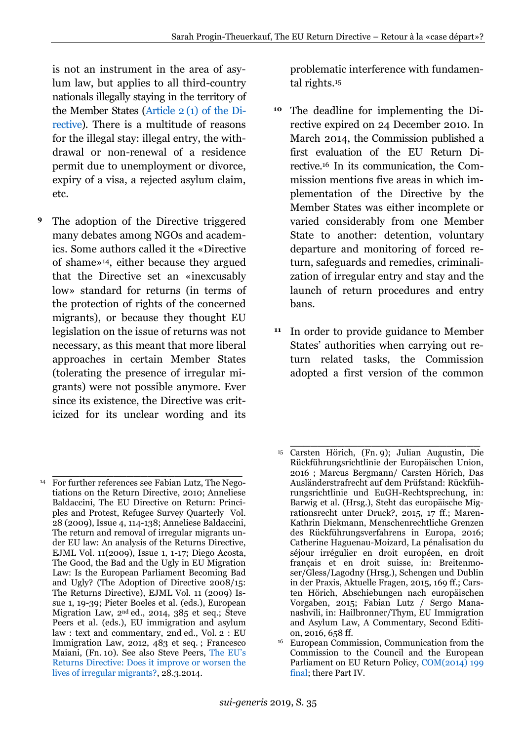is not an instrument in the area of asylum law, but applies to all third-country nationals illegally staying in the territory of the Member States (Article 2 (1) of the Directive). There is a multitude of reasons for the illegal stay: illegal entry, the withdrawal or non-renewal of a residence permit due to unemployment or divorce, expiry of a visa, a rejected asylum claim, etc.

**9** The adoption of the Directive triggered many debates among NGOs and academics. Some authors called it the «Directive of shame»[14], either because they argued that the Directive set an «inexcusably low» standard for returns (in terms of the protection of rights of the concerned migrants), or because they thought EU legislation on the issue of returns was not necessary, as this meant that more liberal approaches in certain Member States (tolerating the presence of irregular migrants) were not possible anymore. Ever since its existence, the Directive was criticized for its unclear wording and its problematic interference with fundamental rights.[15]

**10** The deadline for implementing the Directive expired on 24 December 2010. In March 2014, the Commission published a first evaluation of the EU Return Directive.[16] In its communication, the Commission mentions five areas in which implementation of the Directive by the Member States was either incomplete or varied considerably from one Member State to another: detention, voluntary departure and monitoring of forced return, safeguards and remedies, criminalization of irregular entry and stay and the launch of return procedures and entry bans.

**11** In order to provide guidance to Member States' authorities when carrying out return related tasks, the Commission adopted a first version of the common

---

[14] For further references see Fabian Lutz, The Negotiations on the Return Directive, 2010; Anneliese Baldaccini, The EU Directive on Return: Principles and Protest, Refugee Survey Quarterly Vol. 28 (2009), Issue 4, 114-138; Anneliese Baldaccini, The return and removal of irregular migrants under EU law: An analysis of the Returns Directive, EJML Vol. 11(2009), Issue 1, 1-17; Diego Acosta, The Good, the Bad and the Ugly in EU Migration Law: Is the European Parliament Becoming Bad and Ugly? (The Adoption of Directive 2008/15: The Returns Directive), EJML Vol. 11 (2009) Issue 1, 19-39; Pieter Boeles et al. (eds.), European Migration Law, 2nd ed., 2014, 385 et seq.; Steve Peers et al. (eds.), EU immigration and asylum law : text and commentary, 2nd ed., Vol. 2 : EU Immigration Law, 2012, 483 et seq. ; Francesco Maiani, (Fn. 10). See also Steve Peers, The EU's Returns Directive: Does it improve or worsen the lives of irregular migrants?, 28.3.2014.

[15] Carsten Hörich, (Fn. 9); Julian Augustin, Die Rückführungsrichtlinie der Europäischen Union, 2016 ; Marcus Bergmann/ Carsten Hörich, Das Ausländerstrafrecht auf dem Prüfstand: Rückführungsrichtlinie und EuGH-Rechtsprechung, in: Barwig et al. (Hrsg.), Steht das europäische Migrationsrecht unter Druck?, 2015, 17 ff.; Maren-Kathrin Diekmann, Menschenrechtliche Grenzen des Rückführungsverfahrens in Europa, 2016; Catherine Haguenau-Moizard, La pénalisation du séjour irrégulier en droit européen, en droit français et en droit suisse, in: Breitenmoser/Gless/Lagodny (Hrsg.), Schengen und Dublin in der Praxis, Aktuelle Fragen, 2015, 169 ff.; Carsten Hörich, Abschiebungen nach europäischen Vorgaben, 2015; Fabian Lutz / Sergo Mananashvili, in: Hailbronner/Thym, EU Immigration and Asylum Law, A Commentary, Second Edition, 2016, 658 ff.

[16] European Commission, Communication from the Commission to the Council and the European Parliament on EU Return Policy, COM(2014) 199 final; there Part IV.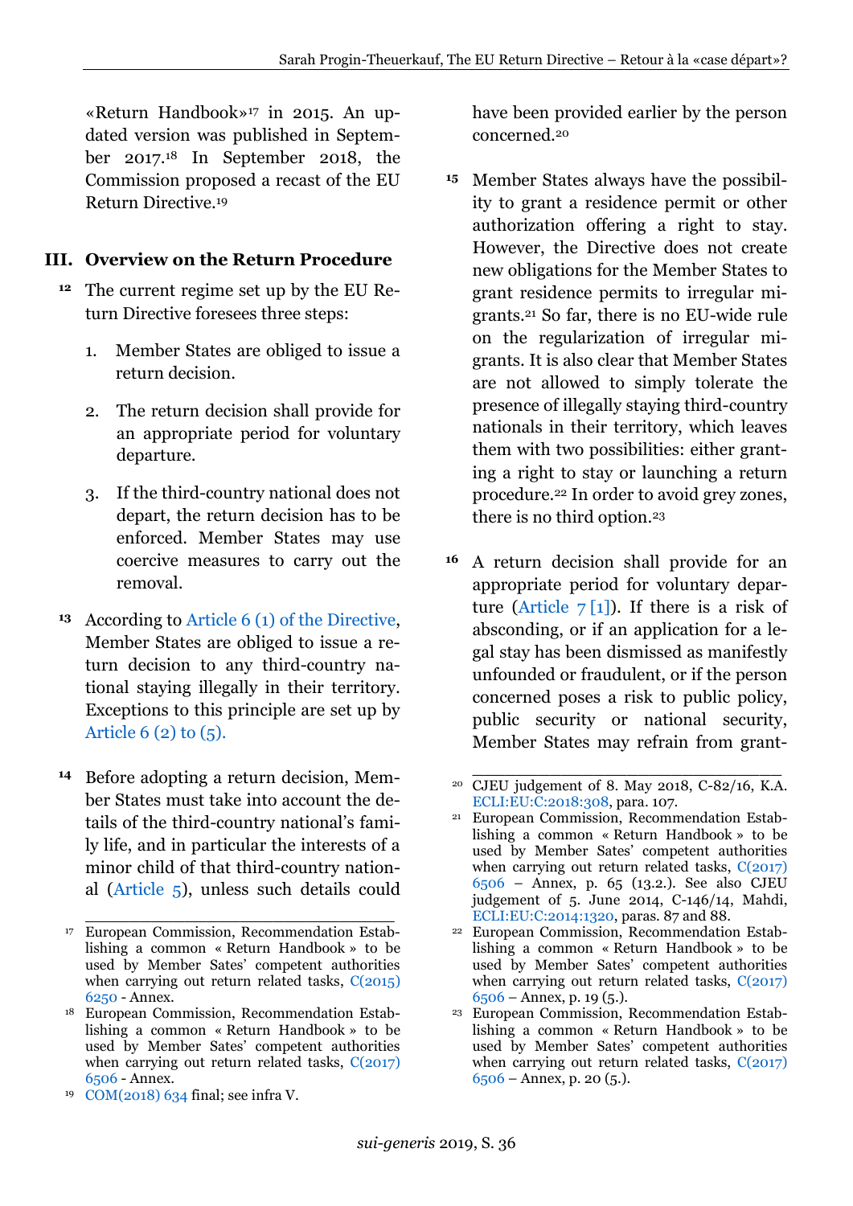«Return Handbook»[17] in 2015. An updated version was published in September 2017.[18] In September 2018, the Commission proposed a recast of the EU Return Directive.[19]

## III. Overview on the Return Procedure

**12** The current regime set up by the EU Return Directive foresees three steps:

1. Member States are obliged to issue a return decision.
2. The return decision shall provide for an appropriate period for voluntary departure.
3. If the third-country national does not depart, the return decision has to be enforced. Member States may use coercive measures to carry out the removal.

**13** According to Article 6 (1) of the Directive, Member States are obliged to issue a return decision to any third-country national staying illegally in their territory. Exceptions to this principle are set up by Article 6 (2) to (5).

**14** Before adopting a return decision, Member States must take into account the details of the third-country national's family life, and in particular the interests of a minor child of that third-country national (Article 5), unless such details could have been provided earlier by the person concerned.[20]

**15** Member States always have the possibility to grant a residence permit or other authorization offering a right to stay. However, the Directive does not create new obligations for the Member States to grant residence permits to irregular migrants.[21] So far, there is no EU-wide rule on the regularization of irregular migrants. It is also clear that Member States are not allowed to simply tolerate the presence of illegally staying third-country nationals in their territory, which leaves them with two possibilities: either granting a right to stay or launching a return procedure.[22] In order to avoid grey zones, there is no third option.[23]

**16** A return decision shall provide for an appropriate period for voluntary departure (Article 7 [1]). If there is a risk of absconding, or if an application for a legal stay has been dismissed as manifestly unfounded or fraudulent, or if the person concerned poses a risk to public policy, public security or national security, Member States may refrain from grant-

---

[17] European Commission, Recommendation Establishing a common « Return Handbook » to be used by Member Sates' competent authorities when carrying out return related tasks, C(2015) 6250 - Annex.

[18] European Commission, Recommendation Establishing a common « Return Handbook » to be used by Member Sates' competent authorities when carrying out return related tasks, C(2017) 6506 - Annex.

[19] COM(2018) 634 final; see infra V.

[20] CJEU judgement of 8. May 2018, C-82/16, K.A. ECLI:EU:C:2018:308, para. 107.

[21] European Commission, Recommendation Establishing a common « Return Handbook » to be used by Member Sates' competent authorities when carrying out return related tasks, C(2017) 6506 – Annex, p. 65 (13.2.). See also CJEU judgement of 5. June 2014, C-146/14, Mahdi, ECLI:EU:C:2014:1320, paras. 87 and 88.

[22] European Commission, Recommendation Establishing a common « Return Handbook » to be used by Member Sates' competent authorities when carrying out return related tasks, C(2017) 6506 – Annex, p. 19 (5.).

[23] European Commission, Recommendation Establishing a common « Return Handbook » to be used by Member Sates' competent authorities when carrying out return related tasks, C(2017) 6506 – Annex, p. 20 (5.).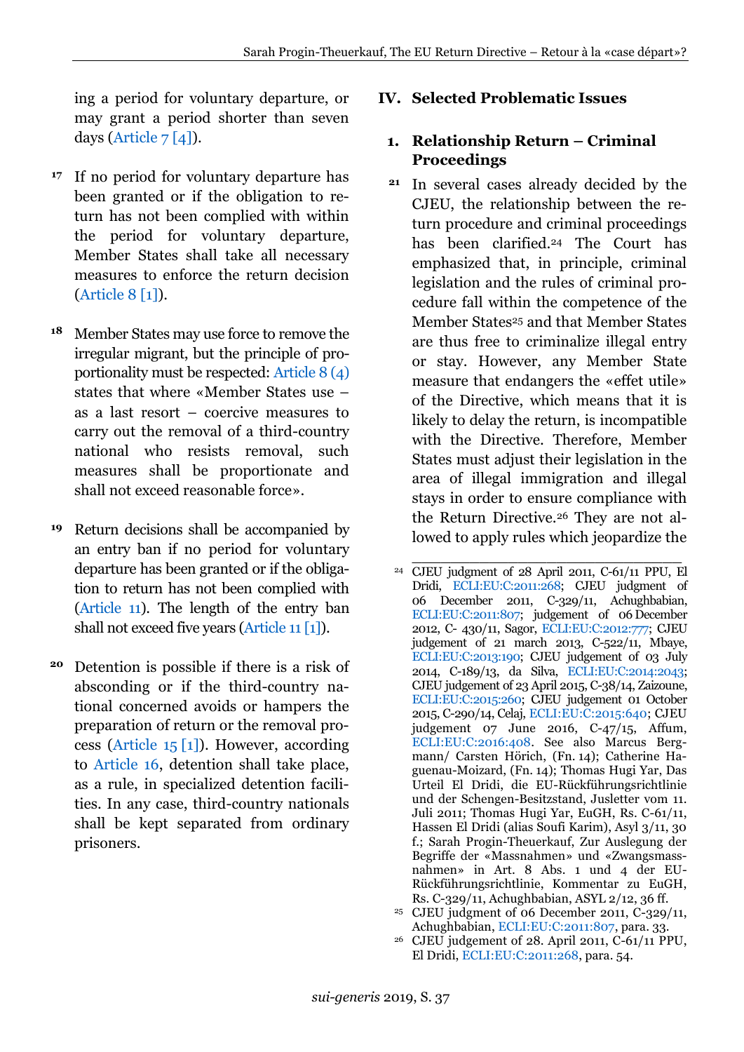ing a period for voluntary departure, or may grant a period shorter than seven days (Article 7 [4]).

17 If no period for voluntary departure has been granted or if the obligation to return has not been complied with within the period for voluntary departure, Member States shall take all necessary measures to enforce the return decision (Article 8 [1]).

18 Member States may use force to remove the irregular migrant, but the principle of proportionality must be respected: Article 8 (4) states that where «Member States use – as a last resort – coercive measures to carry out the removal of a third-country national who resists removal, such measures shall be proportionate and shall not exceed reasonable force».

19 Return decisions shall be accompanied by an entry ban if no period for voluntary departure has been granted or if the obligation to return has not been complied with (Article 11). The length of the entry ban shall not exceed five years (Article 11 [1]).

20 Detention is possible if there is a risk of absconding or if the third-country national concerned avoids or hampers the preparation of return or the removal process (Article 15 [1]). However, according to Article 16, detention shall take place, as a rule, in specialized detention facilities. In any case, third-country nationals shall be kept separated from ordinary prisoners.

## IV. Selected Problematic Issues

### 1. Relationship Return – Criminal Proceedings

21 In several cases already decided by the CJEU, the relationship between the return procedure and criminal proceedings has been clarified.[24] The Court has emphasized that, in principle, criminal legislation and the rules of criminal procedure fall within the competence of the Member States[25] and that Member States are thus free to criminalize illegal entry or stay. However, any Member State measure that endangers the «effet utile» of the Directive, which means that it is likely to delay the return, is incompatible with the Directive. Therefore, Member States must adjust their legislation in the area of illegal immigration and illegal stays in order to ensure compliance with the Return Directive.[26] They are not allowed to apply rules which jeopardize the

---

[24] CJEU judgment of 28 April 2011, C-61/11 PPU, El Dridi, ECLI:EU:C:2011:268; CJEU judgment of 06 December 2011, C-329/11, Achughbabian, ECLI:EU:C:2011:807; judgement of 06 December 2012, C- 430/11, Sagor, ECLI:EU:C:2012:777; CJEU judgement of 21 march 2013, C-522/11, Mbaye, ECLI:EU:C:2013:190; CJEU judgement of 03 July 2014, C-189/13, da Silva, ECLI:EU:C:2014:2043; CJEU judgement of 23 April 2015, C-38/14, Zaizoune, ECLI:EU:C:2015:260; CJEU judgement 01 October 2015, C-290/14, Celaj, ECLI:EU:C:2015:640; CJEU judgement 07 June 2016, C-47/15, Affum, ECLI:EU:C:2016:408. See also Marcus Bergmann/ Carsten Hörich, (Fn. 14); Catherine Haguenau-Moizard, (Fn. 14); Thomas Hugi Yar, Das Urteil El Dridi, die EU-Rückführungsrichtlinie und der Schengen-Besitzstand, Jusletter vom 11. Juli 2011; Thomas Hugi Yar, EuGH, Rs. C-61/11, Hassen El Dridi (alias Soufi Karim), Asyl 3/11, 30 f.; Sarah Progin-Theuerkauf, Zur Auslegung der Begriffe der «Massnahmen» und «Zwangsmassnahmen» in Art. 8 Abs. 1 und 4 der EU-Rückführungsrichtlinie, Kommentar zu EuGH, Rs. C-329/11, Achughbabian, ASYL 2/12, 36 ff.

[25] CJEU judgment of 06 December 2011, C-329/11, Achughbabian, ECLI:EU:C:2011:807, para. 33.

[26] CJEU judgement of 28. April 2011, C-61/11 PPU, El Dridi, ECLI:EU:C:2011:268, para. 54.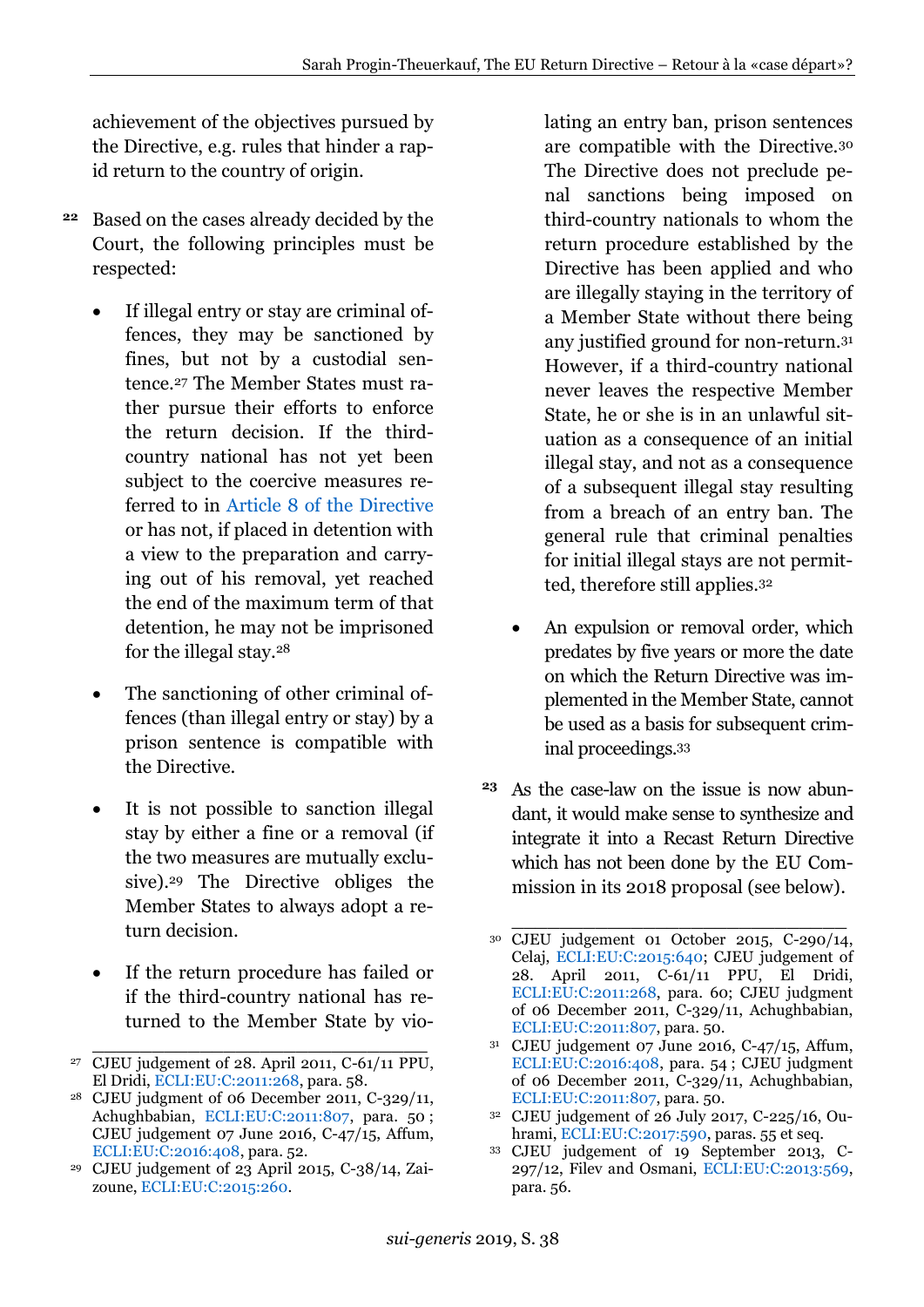achievement of the objectives pursued by the Directive, e.g. rules that hinder a rapid return to the country of origin.

**22** Based on the cases already decided by the Court, the following principles must be respected:

- If illegal entry or stay are criminal offences, they may be sanctioned by fines, but not by a custodial sentence.[27] The Member States must rather pursue their efforts to enforce the return decision. If the third-country national has not yet been subject to the coercive measures referred to in Article 8 of the Directive or has not, if placed in detention with a view to the preparation and carrying out of his removal, yet reached the end of the maximum term of that detention, he may not be imprisoned for the illegal stay.[28]
- The sanctioning of other criminal offences (than illegal entry or stay) by a prison sentence is compatible with the Directive.
- It is not possible to sanction illegal stay by either a fine or a removal (if the two measures are mutually exclusive).[29] The Directive obliges the Member States to always adopt a return decision.
- If the return procedure has failed or if the third-country national has returned to the Member State by violating an entry ban, prison sentences are compatible with the Directive.[30] The Directive does not preclude penal sanctions being imposed on third-country nationals to whom the return procedure established by the Directive has been applied and who are illegally staying in the territory of a Member State without there being any justified ground for non-return.[31] However, if a third-country national never leaves the respective Member State, he or she is in an unlawful situation as a consequence of an initial illegal stay, and not as a consequence of a subsequent illegal stay resulting from a breach of an entry ban. The general rule that criminal penalties for initial illegal stays are not permitted, therefore still applies.[32]
- An expulsion or removal order, which predates by five years or more the date on which the Return Directive was implemented in the Member State, cannot be used as a basis for subsequent criminal proceedings.[33]

**23** As the case-law on the issue is now abundant, it would make sense to synthesize and integrate it into a Recast Return Directive which has not been done by the EU Commission in its 2018 proposal (see below).

---

[27] CJEU judgement of 28. April 2011, C-61/11 PPU, El Dridi, ECLI:EU:C:2011:268, para. 58.

[28] CJEU judgment of 06 December 2011, C-329/11, Achughbabian, ECLI:EU:C:2011:807, para. 50 ; CJEU judgement 07 June 2016, C-47/15, Affum, ECLI:EU:C:2016:408, para. 52.

[29] CJEU judgement of 23 April 2015, C-38/14, Zaizoune, ECLI:EU:C:2015:260.

[30] CJEU judgement 01 October 2015, C-290/14, Celaj, ECLI:EU:C:2015:640; CJEU judgement of 28. April 2011, C-61/11 PPU, El Dridi, ECLI:EU:C:2011:268, para. 60; CJEU judgment of 06 December 2011, C-329/11, Achughbabian, ECLI:EU:C:2011:807, para. 50.

[31] CJEU judgement 07 June 2016, C-47/15, Affum, ECLI:EU:C:2016:408, para. 54 ; CJEU judgment of 06 December 2011, C-329/11, Achughbabian, ECLI:EU:C:2011:807, para. 50.

[32] CJEU judgement of 26 July 2017, C-225/16, Ouhrami, ECLI:EU:C:2017:590, paras. 55 et seq.

[33] CJEU judgement of 19 September 2013, C-297/12, Filev and Osmani, ECLI:EU:C:2013:569, para. 56.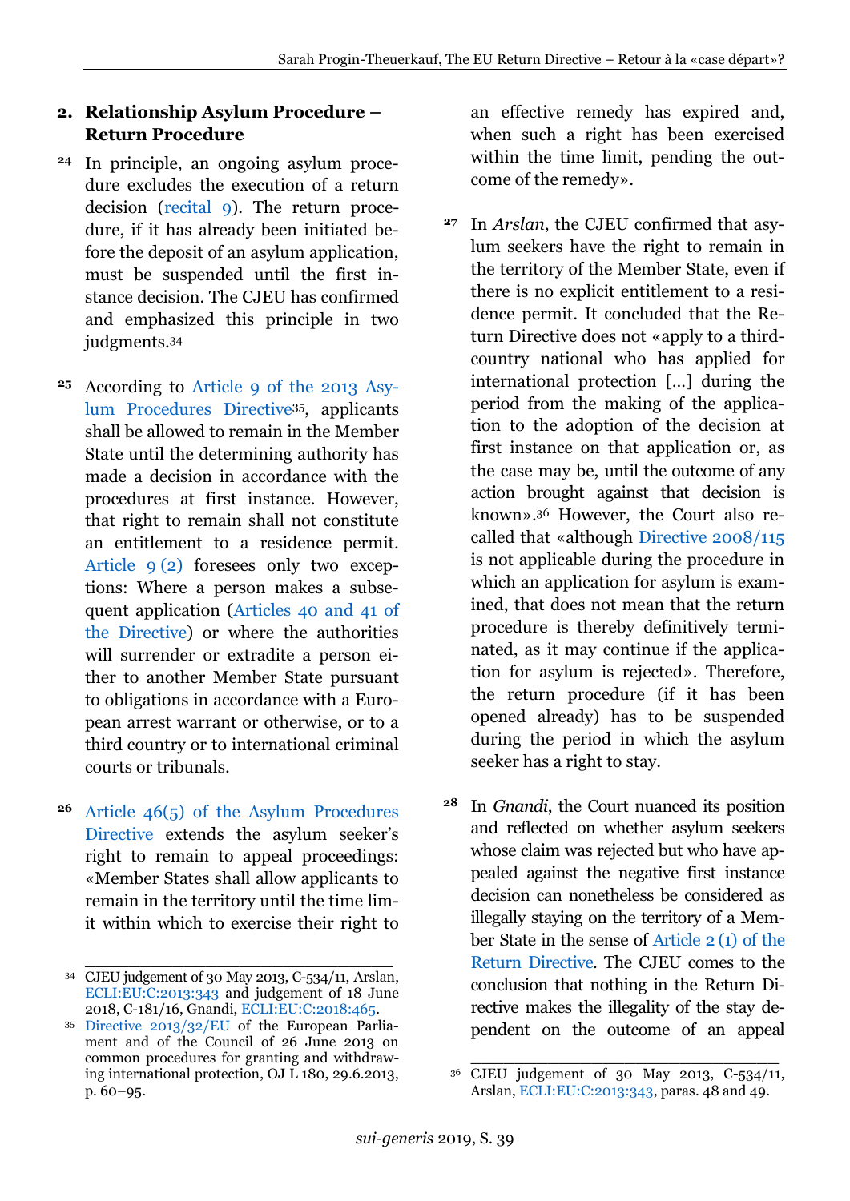## 2. Relationship Asylum Procedure – Return Procedure

24 In principle, an ongoing asylum procedure excludes the execution of a return decision (recital 9). The return procedure, if it has already been initiated before the deposit of an asylum application, must be suspended until the first instance decision. The CJEU has confirmed and emphasized this principle in two judgments.[34]

25 According to Article 9 of the 2013 Asylum Procedures Directive[35], applicants shall be allowed to remain in the Member State until the determining authority has made a decision in accordance with the procedures at first instance. However, that right to remain shall not constitute an entitlement to a residence permit. Article 9 (2) foresees only two exceptions: Where a person makes a subsequent application (Articles 40 and 41 of the Directive) or where the authorities will surrender or extradite a person either to another Member State pursuant to obligations in accordance with a European arrest warrant or otherwise, or to a third country or to international criminal courts or tribunals.

26 Article 46(5) of the Asylum Procedures Directive extends the asylum seeker's right to remain to appeal proceedings: «Member States shall allow applicants to remain in the territory until the time limit within which to exercise their right to an effective remedy has expired and, when such a right has been exercised within the time limit, pending the outcome of the remedy».

27 In *Arslan*, the CJEU confirmed that asylum seekers have the right to remain in the territory of the Member State, even if there is no explicit entitlement to a residence permit. It concluded that the Return Directive does not «apply to a third-country national who has applied for international protection […] during the period from the making of the application to the adoption of the decision at first instance on that application or, as the case may be, until the outcome of any action brought against that decision is known».[36] However, the Court also recalled that «although Directive 2008/115 is not applicable during the procedure in which an application for asylum is examined, that does not mean that the return procedure is thereby definitively terminated, as it may continue if the application for asylum is rejected». Therefore, the return procedure (if it has been opened already) has to be suspended during the period in which the asylum seeker has a right to stay.

28 In *Gnandi*, the Court nuanced its position and reflected on whether asylum seekers whose claim was rejected but who have appealed against the negative first instance decision can nonetheless be considered as illegally staying on the territory of a Member State in the sense of Article 2 (1) of the Return Directive. The CJEU comes to the conclusion that nothing in the Return Directive makes the illegality of the stay dependent on the outcome of an appeal

---

[34] CJEU judgement of 30 May 2013, C-534/11, Arslan, ECLI:EU:C:2013:343 and judgement of 18 June 2018, C-181/16, Gnandi, ECLI:EU:C:2018:465.

[35] Directive 2013/32/EU of the European Parliament and of the Council of 26 June 2013 on common procedures for granting and withdrawing international protection, OJ L 180, 29.6.2013, p. 60–95.

[36] CJEU judgement of 30 May 2013, C-534/11, Arslan, ECLI:EU:C:2013:343, paras. 48 and 49.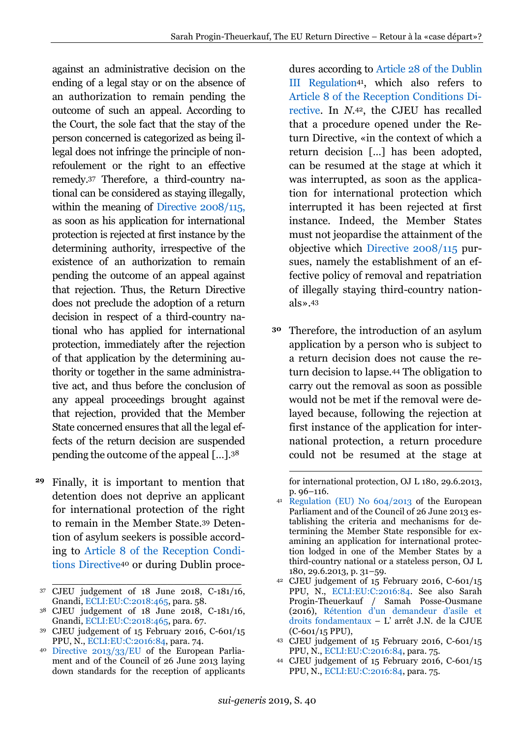against an administrative decision on the ending of a legal stay or on the absence of an authorization to remain pending the outcome of such an appeal. According to the Court, the sole fact that the stay of the person concerned is categorized as being illegal does not infringe the principle of non-refoulement or the right to an effective remedy.[37] Therefore, a third-country national can be considered as staying illegally, within the meaning of Directive 2008/115, as soon as his application for international protection is rejected at first instance by the determining authority, irrespective of the existence of an authorization to remain pending the outcome of an appeal against that rejection. Thus, the Return Directive does not preclude the adoption of a return decision in respect of a third-country national who has applied for international protection, immediately after the rejection of that application by the determining authority or together in the same administrative act, and thus before the conclusion of any appeal proceedings brought against that rejection, provided that the Member State concerned ensures that all the legal effects of the return decision are suspended pending the outcome of the appeal […].[38]

**29** Finally, it is important to mention that detention does not deprive an applicant for international protection of the right to remain in the Member State.[39] Detention of asylum seekers is possible according to Article 8 of the Reception Conditions Directive[40] or during Dublin procedures according to Article 28 of the Dublin III Regulation[41], which also refers to Article 8 of the Reception Conditions Directive. In *N.*[42], the CJEU has recalled that a procedure opened under the Return Directive, «in the context of which a return decision […] has been adopted, can be resumed at the stage at which it was interrupted, as soon as the application for international protection which interrupted it has been rejected at first instance. Indeed, the Member States must not jeopardise the attainment of the objective which Directive 2008/115 pursues, namely the establishment of an effective policy of removal and repatriation of illegally staying third-country nationals».[43]

**30** Therefore, the introduction of an asylum application by a person who is subject to a return decision does not cause the return decision to lapse.[44] The obligation to carry out the removal as soon as possible would not be met if the removal were delayed because, following the rejection at first instance of the application for international protection, a return procedure could not be resumed at the stage at

---

[37] CJEU judgement of 18 June 2018, C-181/16, Gnandi, ECLI:EU:C:2018:465, para. 58.

[38] CJEU judgement of 18 June 2018, C-181/16, Gnandi, ECLI:EU:C:2018:465, para. 67.

[39] CJEU judgement of 15 February 2016, C-601/15 PPU, N., ECLI:EU:C:2016:84, para. 74.

[40] Directive 2013/33/EU of the European Parliament and of the Council of 26 June 2013 laying down standards for the reception of applicants for international protection, OJ L 180, 29.6.2013, p. 96–116.

[41] Regulation (EU) No 604/2013 of the European Parliament and of the Council of 26 June 2013 establishing the criteria and mechanisms for determining the Member State responsible for examining an application for international protection lodged in one of the Member States by a third-country national or a stateless person, OJ L 180, 29.6.2013, p. 31–59.

[42] CJEU judgement of 15 February 2016, C-601/15 PPU, N., ECLI:EU:C:2016:84. See also Sarah Progin-Theuerkauf / Samah Posse-Ousmane (2016), Rétention d'un demandeur d'asile et droits fondamentaux – L' arrêt J.N. de la CJUE (C-601/15 PPU),

[43] CJEU judgement of 15 February 2016, C-601/15 PPU, N., ECLI:EU:C:2016:84, para. 75.

[44] CJEU judgement of 15 February 2016, C-601/15 PPU, N., ECLI:EU:C:2016:84, para. 75.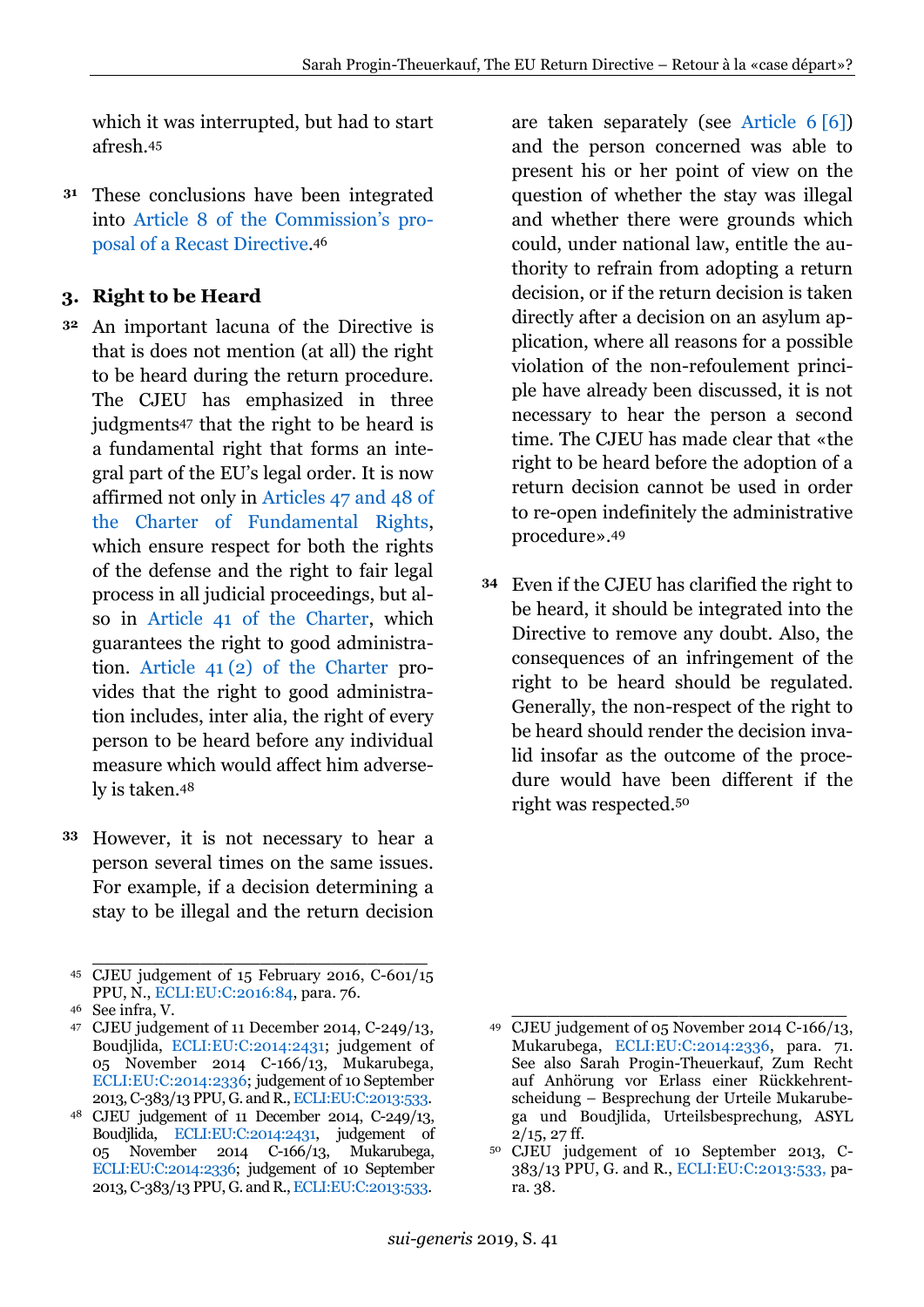which it was interrupted, but had to start afresh.[45]

**31** These conclusions have been integrated into Article 8 of the Commission's proposal of a Recast Directive.[46]

## 3. Right to be Heard

**32** An important lacuna of the Directive is that is does not mention (at all) the right to be heard during the return procedure. The CJEU has emphasized in three judgments[47] that the right to be heard is a fundamental right that forms an integral part of the EU's legal order. It is now affirmed not only in Articles 47 and 48 of the Charter of Fundamental Rights, which ensure respect for both the rights of the defense and the right to fair legal process in all judicial proceedings, but also in Article 41 of the Charter, which guarantees the right to good administration. Article 41 (2) of the Charter provides that the right to good administration includes, inter alia, the right of every person to be heard before any individual measure which would affect him adversely is taken.[48]

**33** However, it is not necessary to hear a person several times on the same issues. For example, if a decision determining a stay to be illegal and the return decision are taken separately (see Article 6 [6]) and the person concerned was able to present his or her point of view on the question of whether the stay was illegal and whether there were grounds which could, under national law, entitle the authority to refrain from adopting a return decision, or if the return decision is taken directly after a decision on an asylum application, where all reasons for a possible violation of the non-refoulement principle have already been discussed, it is not necessary to hear the person a second time. The CJEU has made clear that «the right to be heard before the adoption of a return decision cannot be used in order to re-open indefinitely the administrative procedure».[49]

**34** Even if the CJEU has clarified the right to be heard, it should be integrated into the Directive to remove any doubt. Also, the consequences of an infringement of the right to be heard should be regulated. Generally, the non-respect of the right to be heard should render the decision invalid insofar as the outcome of the procedure would have been different if the right was respected.[50]

---

[45] CJEU judgement of 15 February 2016, C-601/15 PPU, N., ECLI:EU:C:2016:84, para. 76.

[46] See infra, V.

[47] CJEU judgement of 11 December 2014, C-249/13, Boudjlida, ECLI:EU:C:2014:2431; judgement of 05 November 2014 C-166/13, Mukarubega, ECLI:EU:C:2014:2336; judgement of 10 September 2013, C-383/13 PPU, G. and R., ECLI:EU:C:2013:533.

[48] CJEU judgement of 11 December 2014, C-249/13, Boudjlida, ECLI:EU:C:2014:2431, judgement of 05 November 2014 C-166/13, Mukarubega, ECLI:EU:C:2014:2336; judgement of 10 September 2013, C-383/13 PPU, G. and R., ECLI:EU:C:2013:533.

[49] CJEU judgement of 05 November 2014 C-166/13, Mukarubega, ECLI:EU:C:2014:2336, para. 71. See also Sarah Progin-Theuerkauf, Zum Recht auf Anhörung vor Erlass einer Rückkehrentscheidung – Besprechung der Urteile Mukarubega und Boudjlida, Urteilsbesprechung, ASYL 2/15, 27 ff.

[50] CJEU judgement of 10 September 2013, C-383/13 PPU, G. and R., ECLI:EU:C:2013:533, para. 38.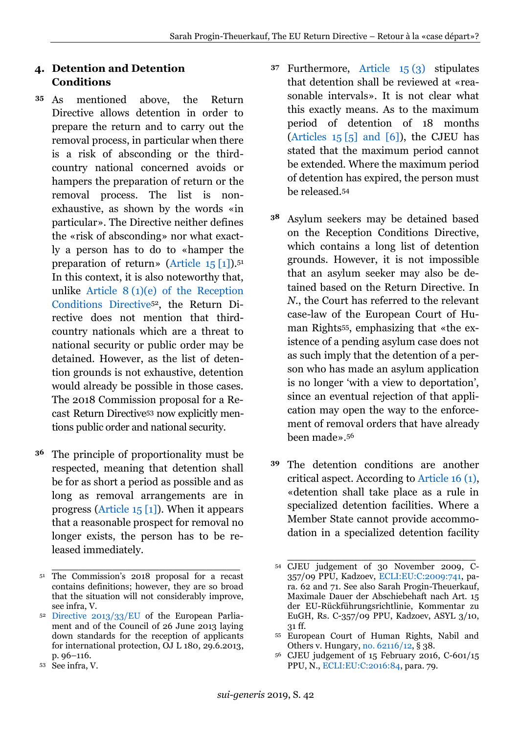## 4. Detention and Detention Conditions

35 As mentioned above, the Return Directive allows detention in order to prepare the return and to carry out the removal process, in particular when there is a risk of absconding or the third-country national concerned avoids or hampers the preparation of return or the removal process. The list is non-exhaustive, as shown by the words «in particular». The Directive neither defines the «risk of absconding» nor what exactly a person has to do to «hamper the preparation of return» (Article 15 [1]).[51] In this context, it is also noteworthy that, unlike Article 8 (1)(e) of the Reception Conditions Directive[52], the Return Directive does not mention that third-country nationals which are a threat to national security or public order may be detained. However, as the list of detention grounds is not exhaustive, detention would already be possible in those cases. The 2018 Commission proposal for a Recast Return Directive[53] now explicitly mentions public order and national security.

36 The principle of proportionality must be respected, meaning that detention shall be for as short a period as possible and as long as removal arrangements are in progress (Article 15 [1]). When it appears that a reasonable prospect for removal no longer exists, the person has to be released immediately.

37 Furthermore, Article 15 (3) stipulates that detention shall be reviewed at «reasonable intervals». It is not clear what this exactly means. As to the maximum period of detention of 18 months (Articles 15 [5] and [6]), the CJEU has stated that the maximum period cannot be extended. Where the maximum period of detention has expired, the person must be released.[54]

38 Asylum seekers may be detained based on the Reception Conditions Directive, which contains a long list of detention grounds. However, it is not impossible that an asylum seeker may also be detained based on the Return Directive. In *N.*, the Court has referred to the relevant case-law of the European Court of Human Rights[55], emphasizing that «the existence of a pending asylum case does not as such imply that the detention of a person who has made an asylum application is no longer 'with a view to deportation', since an eventual rejection of that application may open the way to the enforcement of removal orders that have already been made».[56]

39 The detention conditions are another critical aspect. According to Article 16 (1), «detention shall take place as a rule in specialized detention facilities. Where a Member State cannot provide accommodation in a specialized detention facility

---

[51] The Commission's 2018 proposal for a recast contains definitions; however, they are so broad that the situation will not considerably improve, see infra, V.

[52] Directive 2013/33/EU of the European Parliament and of the Council of 26 June 2013 laying down standards for the reception of applicants for international protection, OJ L 180, 29.6.2013, p. 96–116.

[53] See infra, V.

[54] CJEU judgement of 30 November 2009, C-357/09 PPU, Kadzoev, ECLI:EU:C:2009:741, para. 62 and 71. See also Sarah Progin-Theuerkauf, Maximale Dauer der Abschiebehaft nach Art. 15 der EU-Rückführungsrichtlinie, Kommentar zu EuGH, Rs. C-357/09 PPU, Kadzoev, ASYL 3/10, 31 ff.

[55] European Court of Human Rights, Nabil and Others v. Hungary, no. 62116/12, § 38.

[56] CJEU judgement of 15 February 2016, C-601/15 PPU, N., ECLI:EU:C:2016:84, para. 79.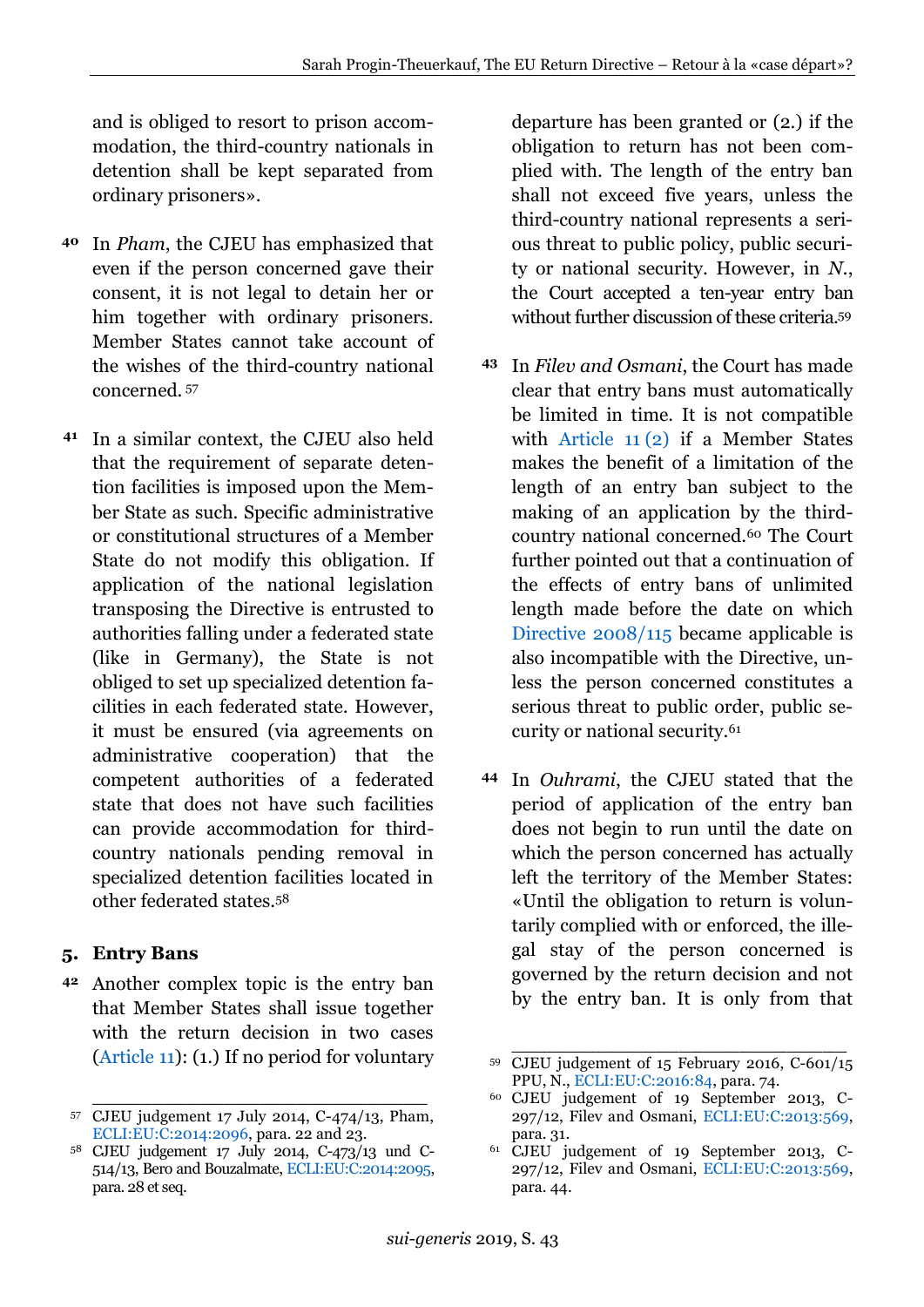and is obliged to resort to prison accommodation, the third-country nationals in detention shall be kept separated from ordinary prisoners».

**40** In *Pham*, the CJEU has emphasized that even if the person concerned gave their consent, it is not legal to detain her or him together with ordinary prisoners. Member States cannot take account of the wishes of the third-country national concerned.[57]

**41** In a similar context, the CJEU also held that the requirement of separate detention facilities is imposed upon the Member State as such. Specific administrative or constitutional structures of a Member State do not modify this obligation. If application of the national legislation transposing the Directive is entrusted to authorities falling under a federated state (like in Germany), the State is not obliged to set up specialized detention facilities in each federated state. However, it must be ensured (via agreements on administrative cooperation) that the competent authorities of a federated state that does not have such facilities can provide accommodation for third-country nationals pending removal in specialized detention facilities located in other federated states.[58]

## 5. Entry Bans

**42** Another complex topic is the entry ban that Member States shall issue together with the return decision in two cases (Article 11): (1.) If no period for voluntary departure has been granted or (2.) if the obligation to return has not been complied with. The length of the entry ban shall not exceed five years, unless the third-country national represents a serious threat to public policy, public security or national security. However, in *N.*, the Court accepted a ten-year entry ban without further discussion of these criteria.[59]

**43** In *Filev and Osmani*, the Court has made clear that entry bans must automatically be limited in time. It is not compatible with Article 11 (2) if a Member States makes the benefit of a limitation of the length of an entry ban subject to the making of an application by the third-country national concerned.[60] The Court further pointed out that a continuation of the effects of entry bans of unlimited length made before the date on which Directive 2008/115 became applicable is also incompatible with the Directive, unless the person concerned constitutes a serious threat to public order, public security or national security.[61]

**44** In *Ouhrami*, the CJEU stated that the period of application of the entry ban does not begin to run until the date on which the person concerned has actually left the territory of the Member States: «Until the obligation to return is voluntarily complied with or enforced, the illegal stay of the person concerned is governed by the return decision and not by the entry ban. It is only from that

---

[57] CJEU judgement 17 July 2014, C-474/13, Pham, ECLI:EU:C:2014:2096, para. 22 and 23.

[58] CJEU judgement 17 July 2014, C-473/13 und C-514/13, Bero and Bouzalmate, ECLI:EU:C:2014:2095, para. 28 et seq.

[59] CJEU judgement of 15 February 2016, C-601/15 PPU, N., ECLI:EU:C:2016:84, para. 74.

[60] CJEU judgement of 19 September 2013, C-297/12, Filev and Osmani, ECLI:EU:C:2013:569, para. 31.

[61] CJEU judgement of 19 September 2013, C-297/12, Filev and Osmani, ECLI:EU:C:2013:569, para. 44.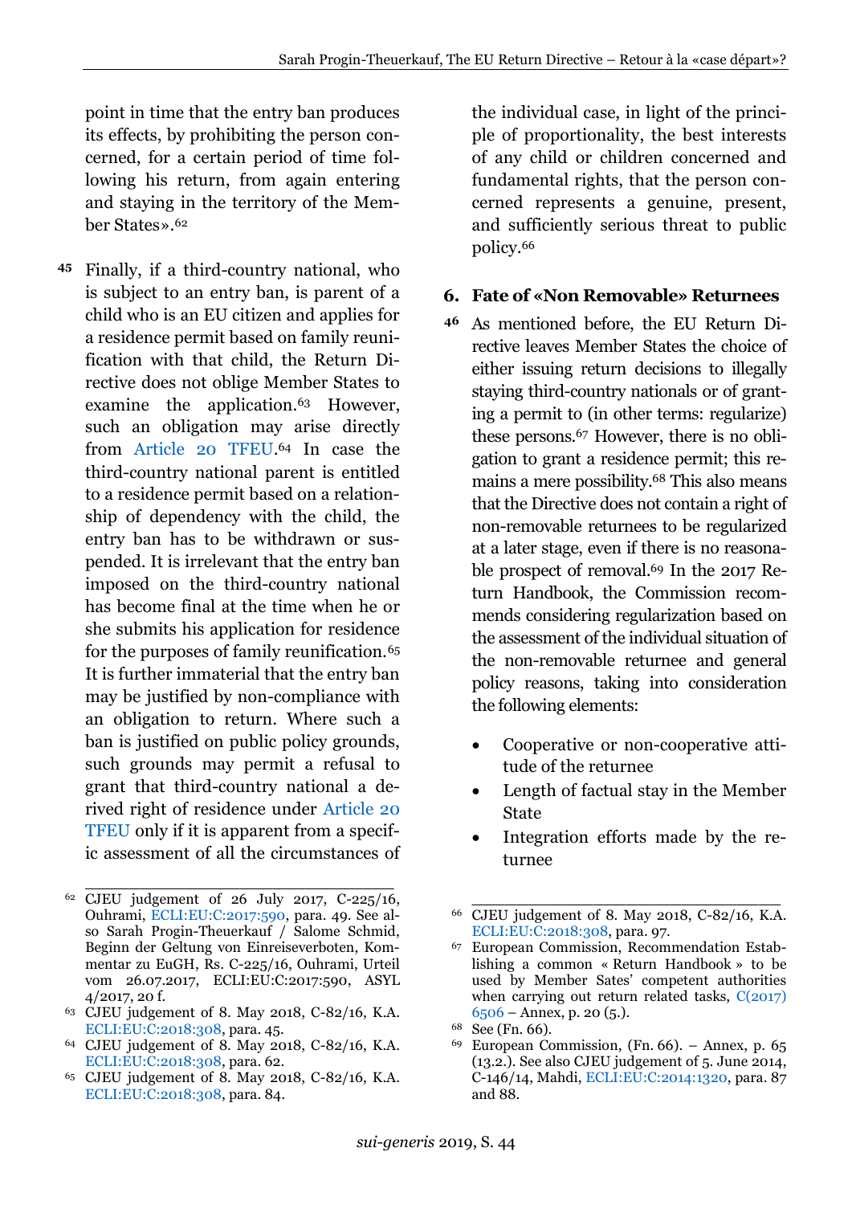point in time that the entry ban produces its effects, by prohibiting the person concerned, for a certain period of time following his return, from again entering and staying in the territory of the Member States».[62]

**45** Finally, if a third-country national, who is subject to an entry ban, is parent of a child who is an EU citizen and applies for a residence permit based on family reunification with that child, the Return Directive does not oblige Member States to examine the application.[63] However, such an obligation may arise directly from Article 20 TFEU.[64] In case the third-country national parent is entitled to a residence permit based on a relationship of dependency with the child, the entry ban has to be withdrawn or suspended. It is irrelevant that the entry ban imposed on the third-country national has become final at the time when he or she submits his application for residence for the purposes of family reunification.[65] It is further immaterial that the entry ban may be justified by non-compliance with an obligation to return. Where such a ban is justified on public policy grounds, such grounds may permit a refusal to grant that third-country national a derived right of residence under Article 20 TFEU only if it is apparent from a specific assessment of all the circumstances of the individual case, in light of the principle of proportionality, the best interests of any child or children concerned and fundamental rights, that the person concerned represents a genuine, present, and sufficiently serious threat to public policy.[66]

## 6. Fate of «Non Removable» Returnees

**46** As mentioned before, the EU Return Directive leaves Member States the choice of either issuing return decisions to illegally staying third-country nationals or of granting a permit to (in other terms: regularize) these persons.[67] However, there is no obligation to grant a residence permit; this remains a mere possibility.[68] This also means that the Directive does not contain a right of non-removable returnees to be regularized at a later stage, even if there is no reasonable prospect of removal.[69] In the 2017 Return Handbook, the Commission recommends considering regularization based on the assessment of the individual situation of the non-removable returnee and general policy reasons, taking into consideration the following elements:

- Cooperative or non-cooperative attitude of the returnee
- Length of factual stay in the Member State
- Integration efforts made by the returnee

---

[62] CJEU judgement of 26 July 2017, C-225/16, Ouhrami, ECLI:EU:C:2017:590, para. 49. See also Sarah Progin-Theuerkauf / Salome Schmid, Beginn der Geltung von Einreiseverboten, Kommentar zu EuGH, Rs. C-225/16, Ouhrami, Urteil vom 26.07.2017, ECLI:EU:C:2017:590, ASYL 4/2017, 20 f.

[63] CJEU judgement of 8. May 2018, C-82/16, K.A. ECLI:EU:C:2018:308, para. 45.

[64] CJEU judgement of 8. May 2018, C-82/16, K.A. ECLI:EU:C:2018:308, para. 62.

[65] CJEU judgement of 8. May 2018, C-82/16, K.A. ECLI:EU:C:2018:308, para. 84.

[66] CJEU judgement of 8. May 2018, C-82/16, K.A. ECLI:EU:C:2018:308, para. 97.

[67] European Commission, Recommendation Establishing a common « Return Handbook » to be used by Member Sates' competent authorities when carrying out return related tasks, C(2017) 6506 – Annex, p. 20 (5.).

[68] See (Fn. 66).

[69] European Commission, (Fn. 66). – Annex, p. 65 (13.2.). See also CJEU judgement of 5. June 2014, C-146/14, Mahdi, ECLI:EU:C:2014:1320, para. 87 and 88.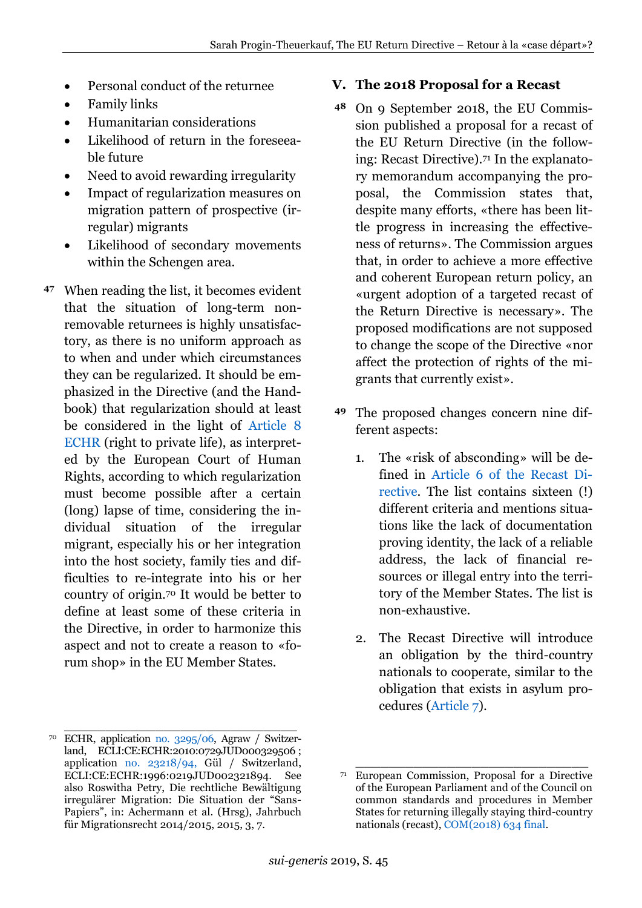- Personal conduct of the returnee
- Family links
- Humanitarian considerations
- Likelihood of return in the foreseeable future
- Need to avoid rewarding irregularity
- Impact of regularization measures on migration pattern of prospective (irregular) migrants
- Likelihood of secondary movements within the Schengen area.

47 When reading the list, it becomes evident that the situation of long-term non-removable returnees is highly unsatisfactory, as there is no uniform approach as to when and under which circumstances they can be regularized. It should be emphasized in the Directive (and the Handbook) that regularization should at least be considered in the light of Article 8 ECHR (right to private life), as interpreted by the European Court of Human Rights, according to which regularization must become possible after a certain (long) lapse of time, considering the individual situation of the irregular migrant, especially his or her integration into the host society, family ties and difficulties to re-integrate into his or her country of origin.[70] It would be better to define at least some of these criteria in the Directive, in order to harmonize this aspect and not to create a reason to «forum shop» in the EU Member States.

## V. The 2018 Proposal for a Recast

48 On 9 September 2018, the EU Commission published a proposal for a recast of the EU Return Directive (in the following: Recast Directive).[71] In the explanatory memorandum accompanying the proposal, the Commission states that, despite many efforts, «there has been little progress in increasing the effectiveness of returns». The Commission argues that, in order to achieve a more effective and coherent European return policy, an «urgent adoption of a targeted recast of the Return Directive is necessary». The proposed modifications are not supposed to change the scope of the Directive «nor affect the protection of rights of the migrants that currently exist».

49 The proposed changes concern nine different aspects:

1. The «risk of absconding» will be defined in Article 6 of the Recast Directive. The list contains sixteen (!) different criteria and mentions situations like the lack of documentation proving identity, the lack of a reliable address, the lack of financial resources or illegal entry into the territory of the Member States. The list is non-exhaustive.

2. The Recast Directive will introduce an obligation by the third-country nationals to cooperate, similar to the obligation that exists in asylum procedures (Article 7).

---

[70] ECHR, application no. 3295/06, Agraw / Switzerland, ECLI:CE:ECHR:2010:0729JUD000329506 ; application no. 23218/94, Gül / Switzerland, ECLI:CE:ECHR:1996:0219JUD002321894. See also Roswitha Petry, Die rechtliche Bewältigung irregulärer Migration: Die Situation der "Sans-Papiers", in: Achermann et al. (Hrsg), Jahrbuch für Migrationsrecht 2014/2015, 2015, 3, 7.

[71] European Commission, Proposal for a Directive of the European Parliament and of the Council on common standards and procedures in Member States for returning illegally staying third-country nationals (recast), COM(2018) 634 final.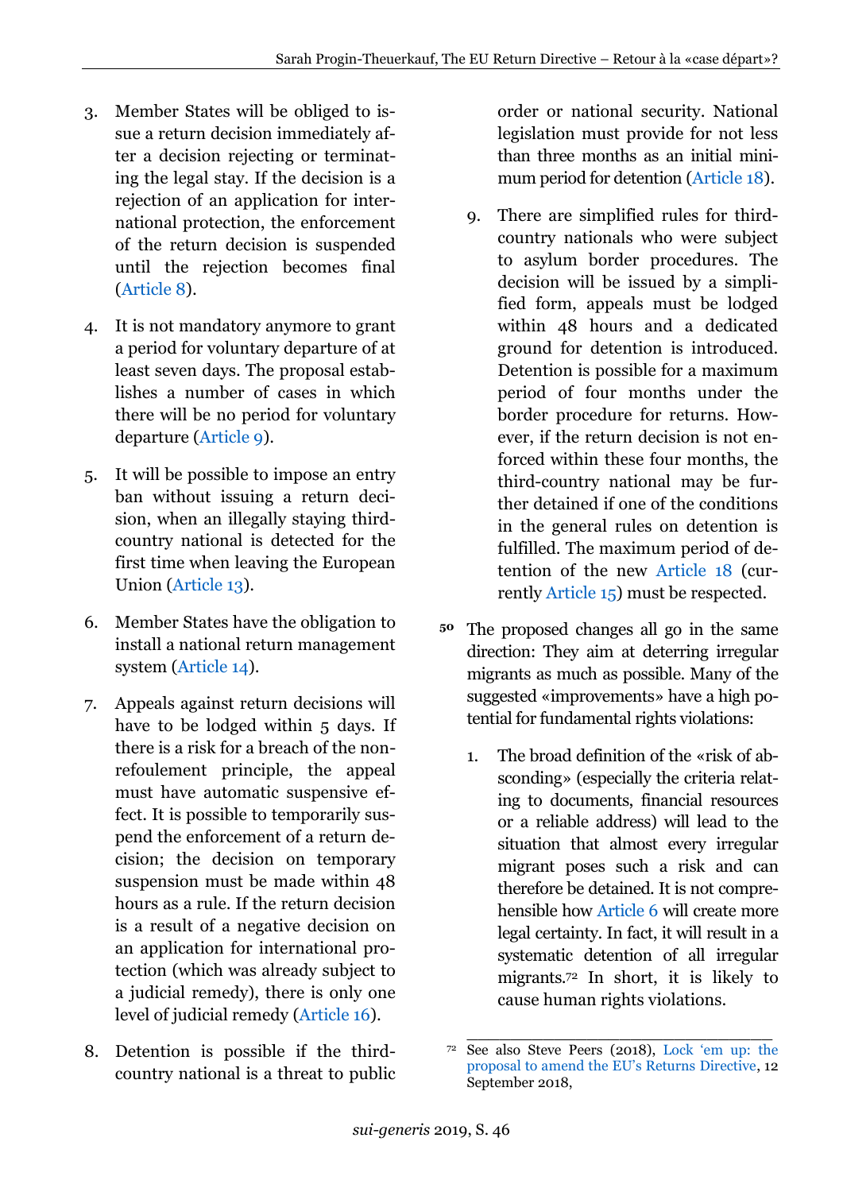3. Member States will be obliged to issue a return decision immediately after a decision rejecting or terminating the legal stay. If the decision is a rejection of an application for international protection, the enforcement of the return decision is suspended until the rejection becomes final (Article 8).

4. It is not mandatory anymore to grant a period for voluntary departure of at least seven days. The proposal establishes a number of cases in which there will be no period for voluntary departure (Article 9).

5. It will be possible to impose an entry ban without issuing a return decision, when an illegally staying third-country national is detected for the first time when leaving the European Union (Article 13).

6. Member States have the obligation to install a national return management system (Article 14).

7. Appeals against return decisions will have to be lodged within 5 days. If there is a risk for a breach of the non-refoulement principle, the appeal must have automatic suspensive effect. It is possible to temporarily suspend the enforcement of a return decision; the decision on temporary suspension must be made within 48 hours as a rule. If the return decision is a result of a negative decision on an application for international protection (which was already subject to a judicial remedy), there is only one level of judicial remedy (Article 16).

8. Detention is possible if the third-country national is a threat to public order or national security. National legislation must provide for not less than three months as an initial minimum period for detention (Article 18).

9. There are simplified rules for third-country nationals who were subject to asylum border procedures. The decision will be issued by a simplified form, appeals must be lodged within 48 hours and a dedicated ground for detention is introduced. Detention is possible for a maximum period of four months under the border procedure for returns. However, if the return decision is not enforced within these four months, the third-country national may be further detained if one of the conditions in the general rules on detention is fulfilled. The maximum period of detention of the new Article 18 (currently Article 15) must be respected.

**50** The proposed changes all go in the same direction: They aim at deterring irregular migrants as much as possible. Many of the suggested «improvements» have a high potential for fundamental rights violations:

1. The broad definition of the «risk of absconding» (especially the criteria relating to documents, financial resources or a reliable address) will lead to the situation that almost every irregular migrant poses such a risk and can therefore be detained. It is not comprehensible how Article 6 will create more legal certainty. In fact, it will result in a systematic detention of all irregular migrants.[72] In short, it is likely to cause human rights violations.

---

[72] See also Steve Peers (2018), Lock 'em up: the proposal to amend the EU's Returns Directive, 12 September 2018,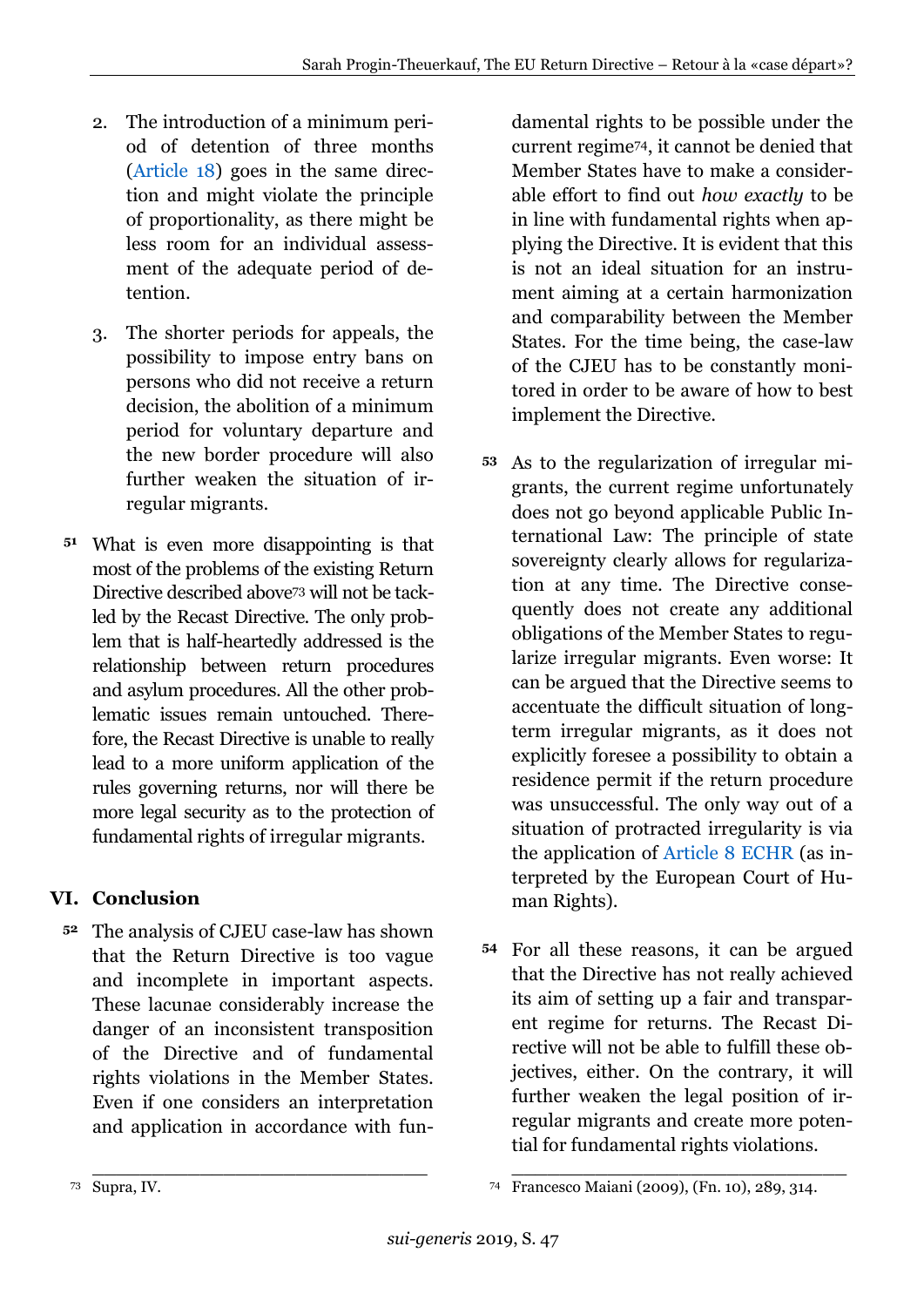2. The introduction of a minimum period of detention of three months (Article 18) goes in the same direction and might violate the principle of proportionality, as there might be less room for an individual assessment of the adequate period of detention.

3. The shorter periods for appeals, the possibility to impose entry bans on persons who did not receive a return decision, the abolition of a minimum period for voluntary departure and the new border procedure will also further weaken the situation of irregular migrants.

**51** What is even more disappointing is that most of the problems of the existing Return Directive described above[73] will not be tackled by the Recast Directive. The only problem that is half-heartedly addressed is the relationship between return procedures and asylum procedures. All the other problematic issues remain untouched. Therefore, the Recast Directive is unable to really lead to a more uniform application of the rules governing returns, nor will there be more legal security as to the protection of fundamental rights of irregular migrants.

## VI. Conclusion

**52** The analysis of CJEU case-law has shown that the Return Directive is too vague and incomplete in important aspects. These lacunae considerably increase the danger of an inconsistent transposition of the Directive and of fundamental rights violations in the Member States. Even if one considers an interpretation and application in accordance with fundamental rights to be possible under the current regime[74], it cannot be denied that Member States have to make a considerable effort to find out *how exactly* to be in line with fundamental rights when applying the Directive. It is evident that this is not an ideal situation for an instrument aiming at a certain harmonization and comparability between the Member States. For the time being, the case-law of the CJEU has to be constantly monitored in order to be aware of how to best implement the Directive.

**53** As to the regularization of irregular migrants, the current regime unfortunately does not go beyond applicable Public International Law: The principle of state sovereignty clearly allows for regularization at any time. The Directive consequently does not create any additional obligations of the Member States to regularize irregular migrants. Even worse: It can be argued that the Directive seems to accentuate the difficult situation of long-term irregular migrants, as it does not explicitly foresee a possibility to obtain a residence permit if the return procedure was unsuccessful. The only way out of a situation of protracted irregularity is via the application of Article 8 ECHR (as interpreted by the European Court of Human Rights).

**54** For all these reasons, it can be argued that the Directive has not really achieved its aim of setting up a fair and transparent regime for returns. The Recast Directive will not be able to fulfill these objectives, either. On the contrary, it will further weaken the legal position of irregular migrants and create more potential for fundamental rights violations.

---

[73] Supra, IV.

[74] Francesco Maiani (2009), (Fn. 10), 289, 314.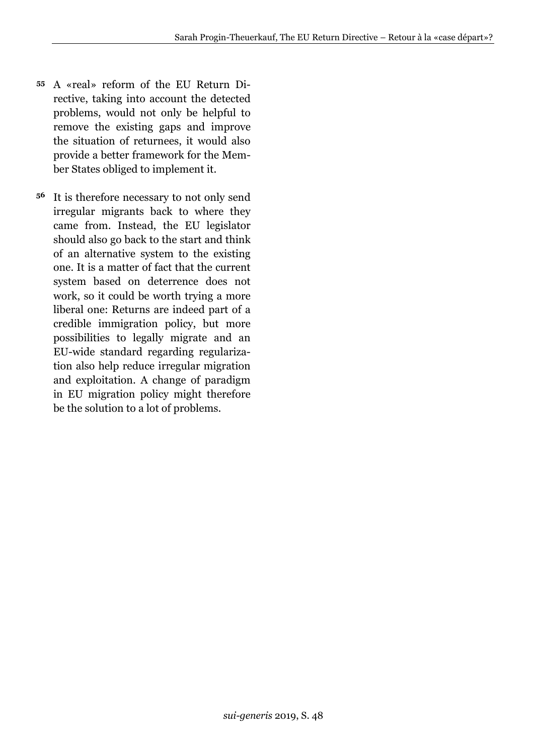**55** A «real» reform of the EU Return Directive, taking into account the detected problems, would not only be helpful to remove the existing gaps and improve the situation of returnees, it would also provide a better framework for the Member States obliged to implement it.

**56** It is therefore necessary to not only send irregular migrants back to where they came from. Instead, the EU legislator should also go back to the start and think of an alternative system to the existing one. It is a matter of fact that the current system based on deterrence does not work, so it could be worth trying a more liberal one: Returns are indeed part of a credible immigration policy, but more possibilities to legally migrate and an EU-wide standard regarding regularization also help reduce irregular migration and exploitation. A change of paradigm in EU migration policy might therefore be the solution to a lot of problems.